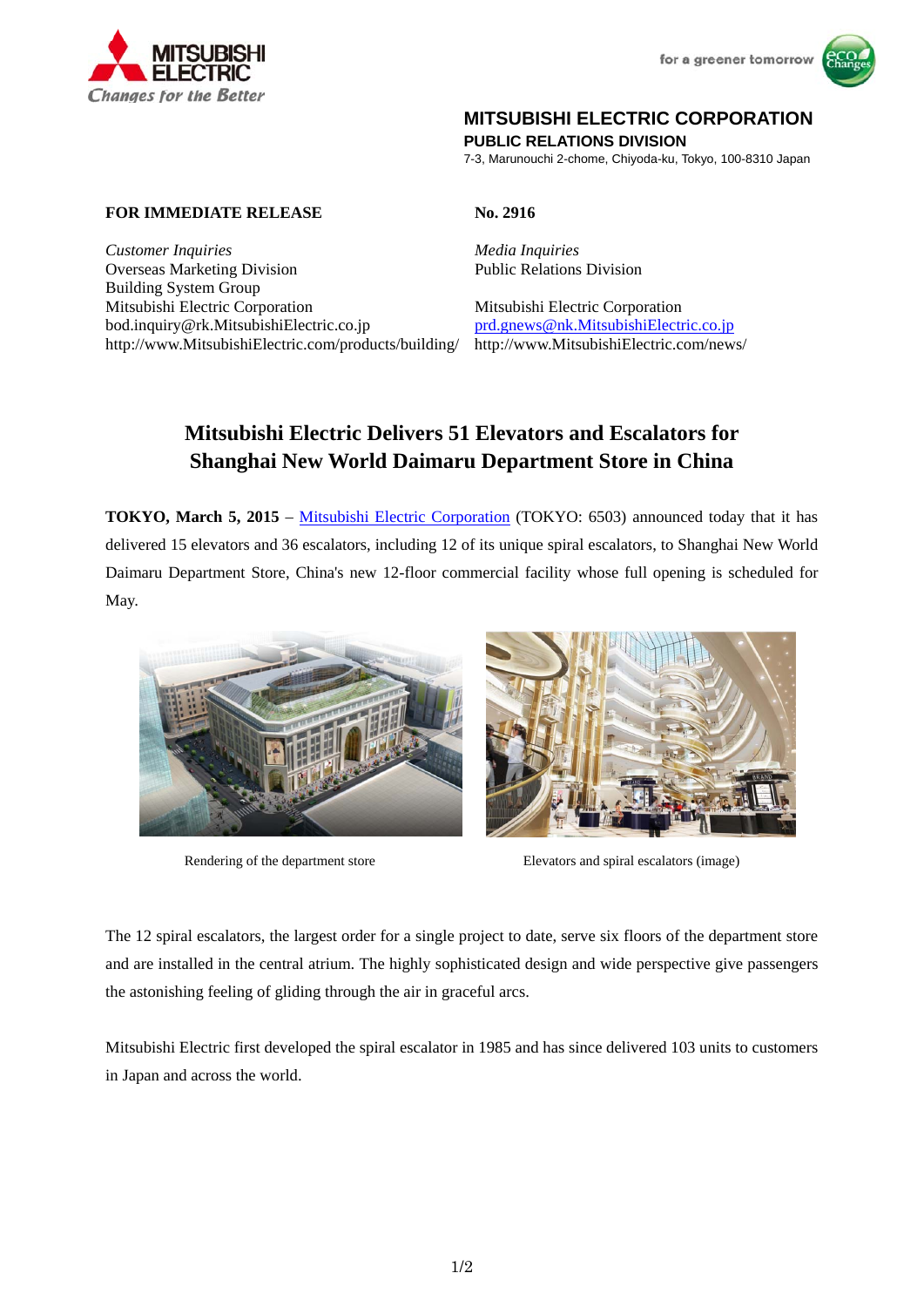MITSUBISHI ELECTRIC
*Changes for the Better*

for a greener tomorrow

**MITSUBISHI ELECTRIC CORPORATION**
**PUBLIC RELATIONS DIVISION**
7-3, Marunouchi 2-chome, Chiyoda-ku, Tokyo, 100-8310 Japan

**FOR IMMEDIATE RELEASE**

**No. 2916**

*Customer Inquiries*
Overseas Marketing Division
Building System Group
Mitsubishi Electric Corporation
bod.inquiry@rk.MitsubishiElectric.co.jp
http://www.MitsubishiElectric.com/products/building/

*Media Inquiries*
Public Relations Division

Mitsubishi Electric Corporation
prd.gnews@nk.MitsubishiElectric.co.jp
http://www.MitsubishiElectric.com/news/

# Mitsubishi Electric Delivers 51 Elevators and Escalators for Shanghai New World Daimaru Department Store in China

**TOKYO, March 5, 2015** – Mitsubishi Electric Corporation (TOKYO: 6503) announced today that it has delivered 15 elevators and 36 escalators, including 12 of its unique spiral escalators, to Shanghai New World Daimaru Department Store, China's new 12-floor commercial facility whose full opening is scheduled for May.

Rendering of the department store

Elevators and spiral escalators (image)

The 12 spiral escalators, the largest order for a single project to date, serve six floors of the department store and are installed in the central atrium. The highly sophisticated design and wide perspective give passengers the astonishing feeling of gliding through the air in graceful arcs.

Mitsubishi Electric first developed the spiral escalator in 1985 and has since delivered 103 units to customers in Japan and across the world.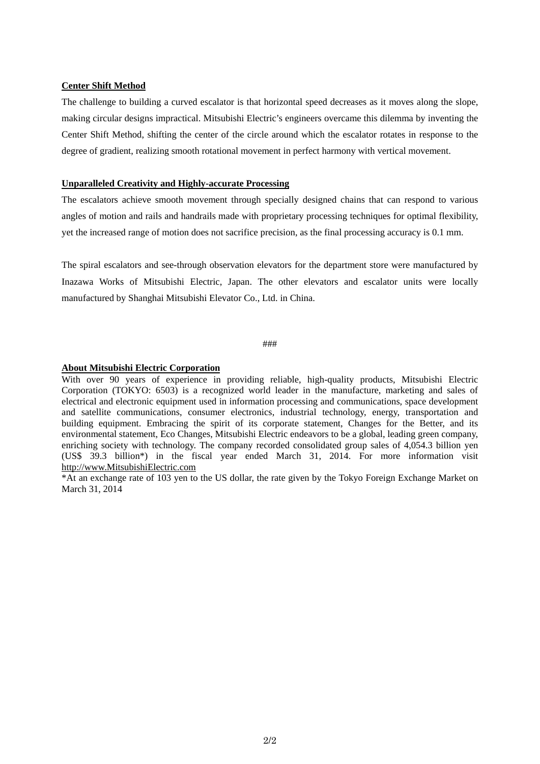**Center Shift Method**

The challenge to building a curved escalator is that horizontal speed decreases as it moves along the slope, making circular designs impractical. Mitsubishi Electric's engineers overcame this dilemma by inventing the Center Shift Method, shifting the center of the circle around which the escalator rotates in response to the degree of gradient, realizing smooth rotational movement in perfect harmony with vertical movement.

**Unparalleled Creativity and Highly-accurate Processing**

The escalators achieve smooth movement through specially designed chains that can respond to various angles of motion and rails and handrails made with proprietary processing techniques for optimal flexibility, yet the increased range of motion does not sacrifice precision, as the final processing accuracy is 0.1 mm.

The spiral escalators and see-through observation elevators for the department store were manufactured by Inazawa Works of Mitsubishi Electric, Japan. The other elevators and escalator units were locally manufactured by Shanghai Mitsubishi Elevator Co., Ltd. in China.

###

**About Mitsubishi Electric Corporation**

With over 90 years of experience in providing reliable, high-quality products, Mitsubishi Electric Corporation (TOKYO: 6503) is a recognized world leader in the manufacture, marketing and sales of electrical and electronic equipment used in information processing and communications, space development and satellite communications, consumer electronics, industrial technology, energy, transportation and building equipment. Embracing the spirit of its corporate statement, Changes for the Better, and its environmental statement, Eco Changes, Mitsubishi Electric endeavors to be a global, leading green company, enriching society with technology. The company recorded consolidated group sales of 4,054.3 billion yen (US$ 39.3 billion*) in the fiscal year ended March 31, 2014. For more information visit http://www.MitsubishiElectric.com

*At an exchange rate of 103 yen to the US dollar, the rate given by the Tokyo Foreign Exchange Market on March 31, 2014